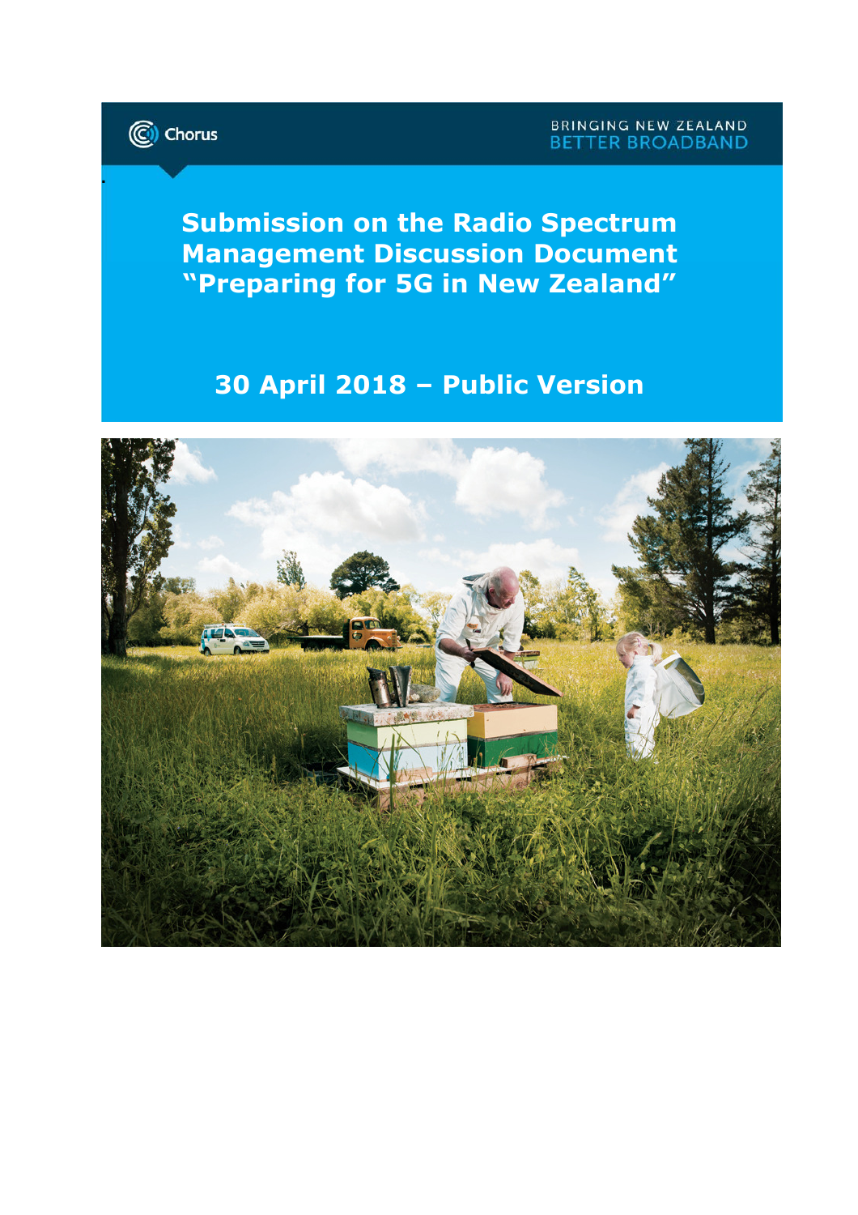Chorus

BRINGING NEW ZEALAND BETTER BROADBAND

# Submission on the Radio Spectrum Management Discussion Document "Preparing for 5G in New Zealand"

## 30 April 2018 – Public Version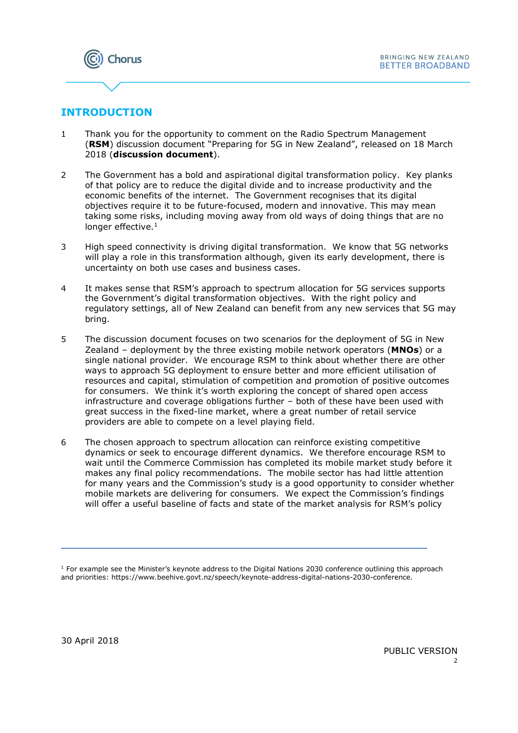# INTRODUCTION

1 Thank you for the opportunity to comment on the Radio Spectrum Management (**RSM**) discussion document "Preparing for 5G in New Zealand", released on 18 March 2018 (**discussion document**).

2 The Government has a bold and aspirational digital transformation policy. Key planks of that policy are to reduce the digital divide and to increase productivity and the economic benefits of the internet. The Government recognises that its digital objectives require it to be future-focused, modern and innovative. This may mean taking some risks, including moving away from old ways of doing things that are no longer effective.[1]

3 High speed connectivity is driving digital transformation. We know that 5G networks will play a role in this transformation although, given its early development, there is uncertainty on both use cases and business cases.

4 It makes sense that RSM's approach to spectrum allocation for 5G services supports the Government's digital transformation objectives. With the right policy and regulatory settings, all of New Zealand can benefit from any new services that 5G may bring.

5 The discussion document focuses on two scenarios for the deployment of 5G in New Zealand – deployment by the three existing mobile network operators (**MNOs**) or a single national provider. We encourage RSM to think about whether there are other ways to approach 5G deployment to ensure better and more efficient utilisation of resources and capital, stimulation of competition and promotion of positive outcomes for consumers. We think it's worth exploring the concept of shared open access infrastructure and coverage obligations further – both of these have been used with great success in the fixed-line market, where a great number of retail service providers are able to compete on a level playing field.

6 The chosen approach to spectrum allocation can reinforce existing competitive dynamics or seek to encourage different dynamics. We therefore encourage RSM to wait until the Commerce Commission has completed its mobile market study before it makes any final policy recommendations. The mobile sector has had little attention for many years and the Commission's study is a good opportunity to consider whether mobile markets are delivering for consumers. We expect the Commission's findings will offer a useful baseline of facts and state of the market analysis for RSM's policy

[1] For example see the Minister's keynote address to the Digital Nations 2030 conference outlining this approach and priorities: https://www.beehive.govt.nz/speech/keynote-address-digital-nations-2030-conference.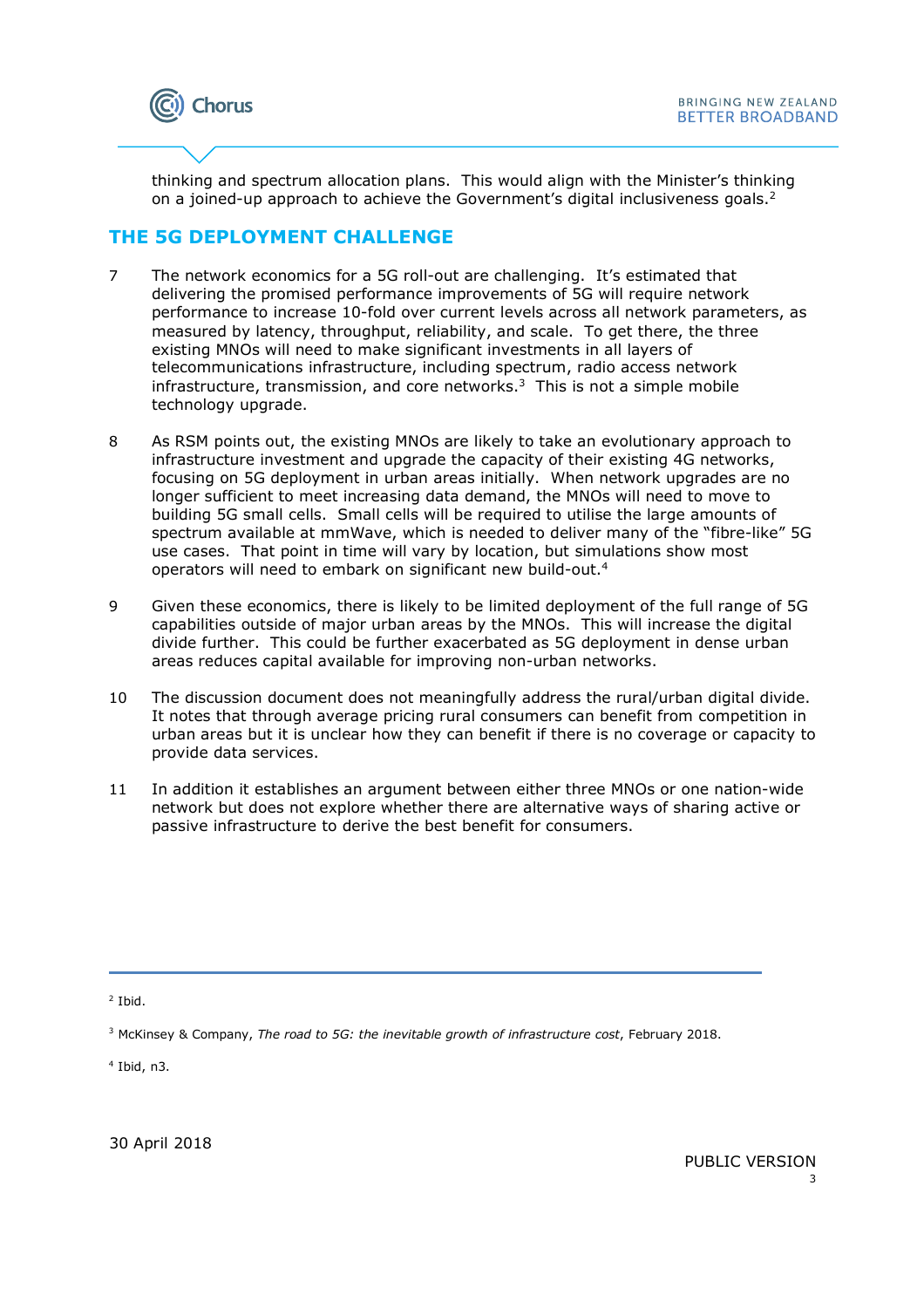thinking and spectrum allocation plans. This would align with the Minister's thinking on a joined-up approach to achieve the Government's digital inclusiveness goals.[2]

## THE 5G DEPLOYMENT CHALLENGE

7 The network economics for a 5G roll-out are challenging. It's estimated that delivering the promised performance improvements of 5G will require network performance to increase 10-fold over current levels across all network parameters, as measured by latency, throughput, reliability, and scale. To get there, the three existing MNOs will need to make significant investments in all layers of telecommunications infrastructure, including spectrum, radio access network infrastructure, transmission, and core networks.[3] This is not a simple mobile technology upgrade.

8 As RSM points out, the existing MNOs are likely to take an evolutionary approach to infrastructure investment and upgrade the capacity of their existing 4G networks, focusing on 5G deployment in urban areas initially. When network upgrades are no longer sufficient to meet increasing data demand, the MNOs will need to move to building 5G small cells. Small cells will be required to utilise the large amounts of spectrum available at mmWave, which is needed to deliver many of the "fibre-like" 5G use cases. That point in time will vary by location, but simulations show most operators will need to embark on significant new build-out.[4]

9 Given these economics, there is likely to be limited deployment of the full range of 5G capabilities outside of major urban areas by the MNOs. This will increase the digital divide further. This could be further exacerbated as 5G deployment in dense urban areas reduces capital available for improving non-urban networks.

10 The discussion document does not meaningfully address the rural/urban digital divide. It notes that through average pricing rural consumers can benefit from competition in urban areas but it is unclear how they can benefit if there is no coverage or capacity to provide data services.

11 In addition it establishes an argument between either three MNOs or one nation-wide network but does not explore whether there are alternative ways of sharing active or passive infrastructure to derive the best benefit for consumers.

---

[2] Ibid.

[3] McKinsey & Company, *The road to 5G: the inevitable growth of infrastructure cost*, February 2018.

[4] Ibid, n3.

30 April 2018

PUBLIC VERSION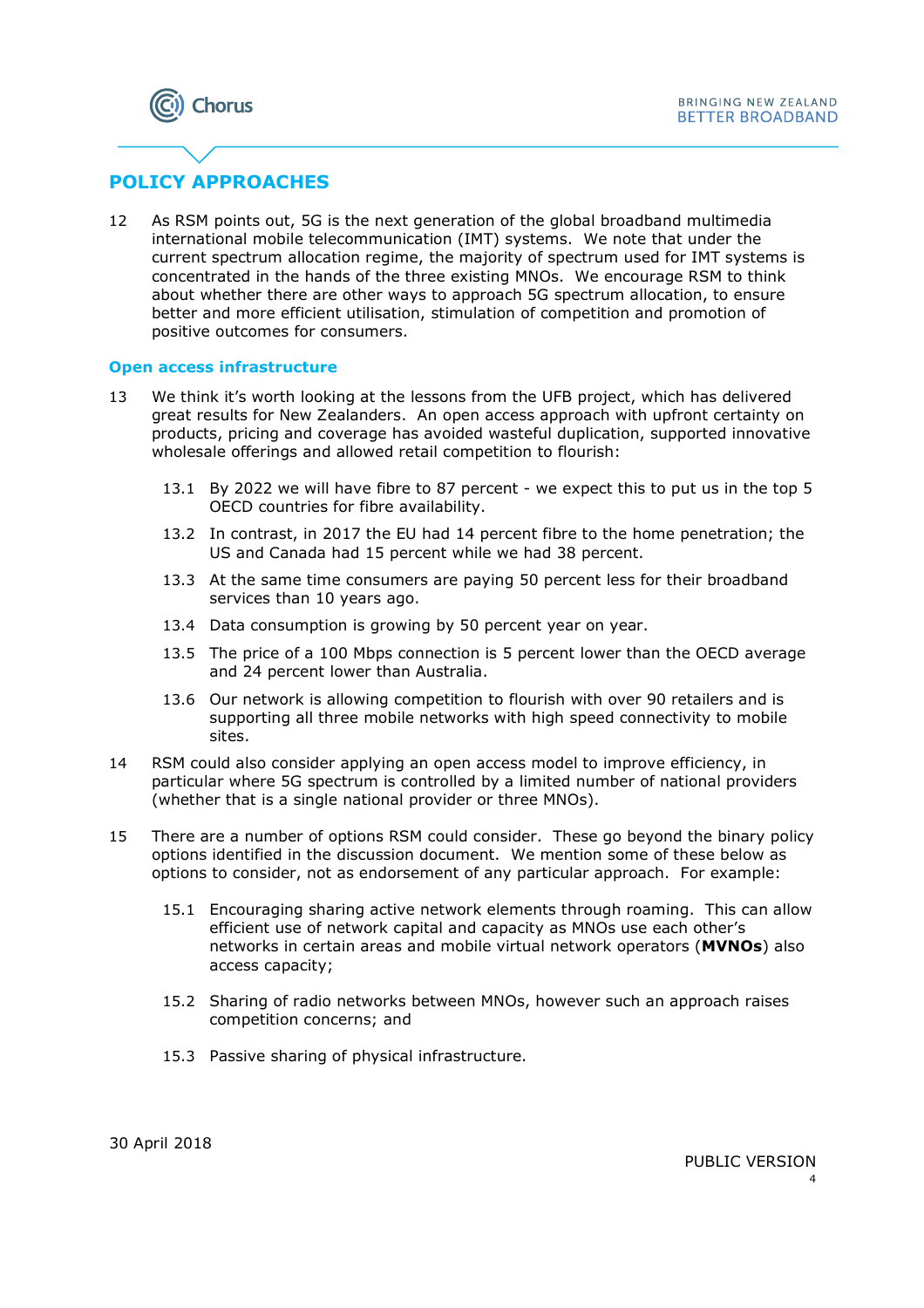## POLICY APPROACHES

12 As RSM points out, 5G is the next generation of the global broadband multimedia international mobile telecommunication (IMT) systems. We note that under the current spectrum allocation regime, the majority of spectrum used for IMT systems is concentrated in the hands of the three existing MNOs. We encourage RSM to think about whether there are other ways to approach 5G spectrum allocation, to ensure better and more efficient utilisation, stimulation of competition and promotion of positive outcomes for consumers.

### Open access infrastructure

13 We think it's worth looking at the lessons from the UFB project, which has delivered great results for New Zealanders. An open access approach with upfront certainty on products, pricing and coverage has avoided wasteful duplication, supported innovative wholesale offerings and allowed retail competition to flourish:

- 13.1 By 2022 we will have fibre to 87 percent - we expect this to put us in the top 5 OECD countries for fibre availability.
- 13.2 In contrast, in 2017 the EU had 14 percent fibre to the home penetration; the US and Canada had 15 percent while we had 38 percent.
- 13.3 At the same time consumers are paying 50 percent less for their broadband services than 10 years ago.
- 13.4 Data consumption is growing by 50 percent year on year.
- 13.5 The price of a 100 Mbps connection is 5 percent lower than the OECD average and 24 percent lower than Australia.
- 13.6 Our network is allowing competition to flourish with over 90 retailers and is supporting all three mobile networks with high speed connectivity to mobile sites.

14 RSM could also consider applying an open access model to improve efficiency, in particular where 5G spectrum is controlled by a limited number of national providers (whether that is a single national provider or three MNOs).

15 There are a number of options RSM could consider. These go beyond the binary policy options identified in the discussion document. We mention some of these below as options to consider, not as endorsement of any particular approach. For example:

- 15.1 Encouraging sharing active network elements through roaming. This can allow efficient use of network capital and capacity as MNOs use each other's networks in certain areas and mobile virtual network operators (**MVNOs**) also access capacity;
- 15.2 Sharing of radio networks between MNOs, however such an approach raises competition concerns; and
- 15.3 Passive sharing of physical infrastructure.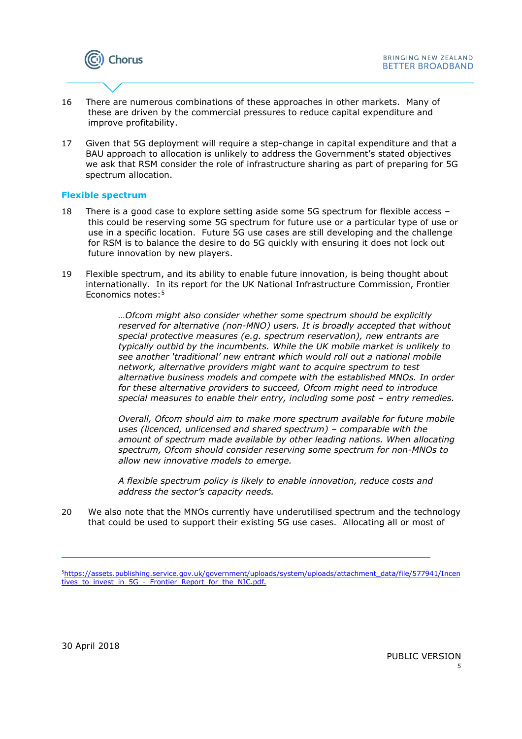16 There are numerous combinations of these approaches in other markets. Many of these are driven by the commercial pressures to reduce capital expenditure and improve profitability.

17 Given that 5G deployment will require a step-change in capital expenditure and that a BAU approach to allocation is unlikely to address the Government's stated objectives we ask that RSM consider the role of infrastructure sharing as part of preparing for 5G spectrum allocation.

## Flexible spectrum

18 There is a good case to explore setting aside some 5G spectrum for flexible access – this could be reserving some 5G spectrum for future use or a particular type of use or use in a specific location. Future 5G use cases are still developing and the challenge for RSM is to balance the desire to do 5G quickly with ensuring it does not lock out future innovation by new players.

19 Flexible spectrum, and its ability to enable future innovation, is being thought about internationally. In its report for the UK National Infrastructure Commission, Frontier Economics notes:[5]

> *…Ofcom might also consider whether some spectrum should be explicitly reserved for alternative (non-MNO) users. It is broadly accepted that without special protective measures (e.g. spectrum reservation), new entrants are typically outbid by the incumbents. While the UK mobile market is unlikely to see another 'traditional' new entrant which would roll out a national mobile network, alternative providers might want to acquire spectrum to test alternative business models and compete with the established MNOs. In order for these alternative providers to succeed, Ofcom might need to introduce special measures to enable their entry, including some post – entry remedies.*
>
> *Overall, Ofcom should aim to make more spectrum available for future mobile uses (licenced, unlicensed and shared spectrum) – comparable with the amount of spectrum made available by other leading nations. When allocating spectrum, Ofcom should consider reserving some spectrum for non-MNOs to allow new innovative models to emerge.*
>
> *A flexible spectrum policy is likely to enable innovation, reduce costs and address the sector's capacity needs.*

20 We also note that the MNOs currently have underutilised spectrum and the technology that could be used to support their existing 5G use cases. Allocating all or most of

---

[5] https://assets.publishing.service.gov.uk/government/uploads/system/uploads/attachment_data/file/577941/Incentives_to_invest_in_5G_-_Frontier_Report_for_the_NIC.pdf.

30 April 2018

PUBLIC VERSION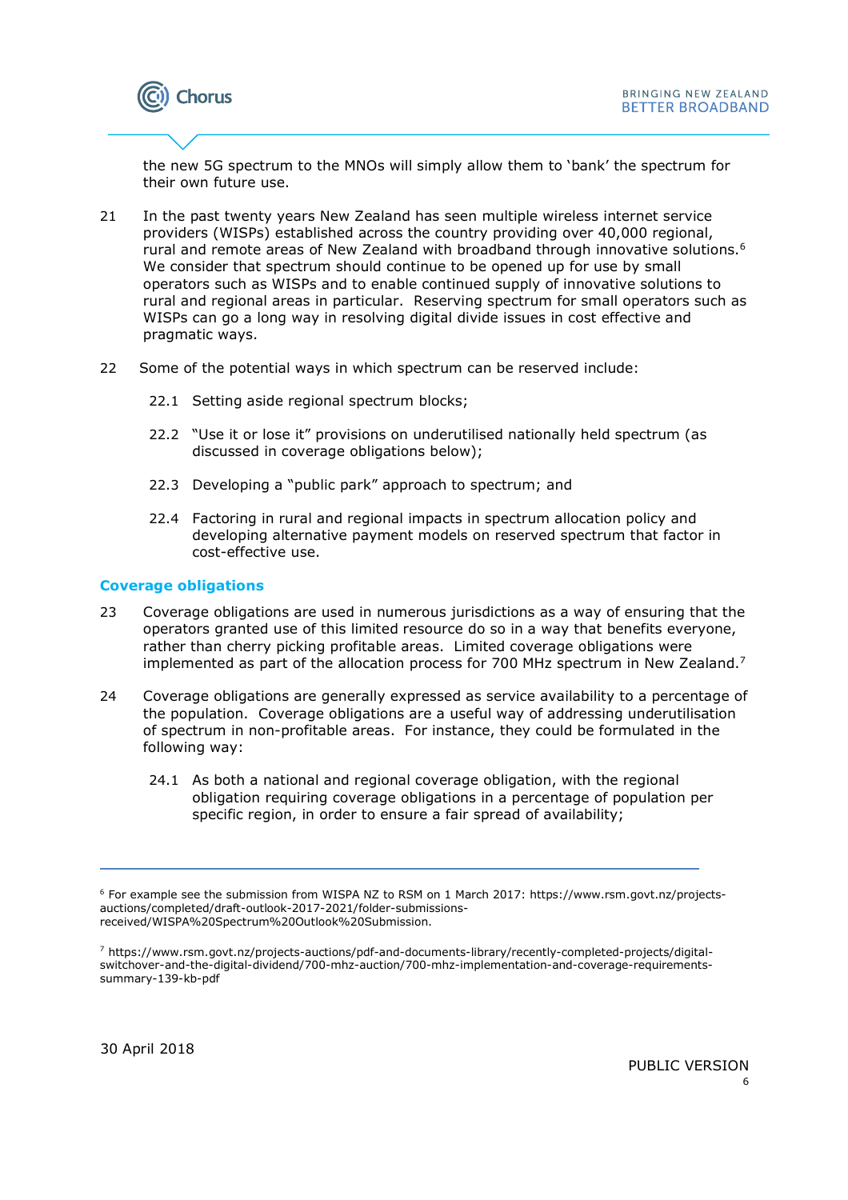the new 5G spectrum to the MNOs will simply allow them to 'bank' the spectrum for their own future use.

21 In the past twenty years New Zealand has seen multiple wireless internet service providers (WISPs) established across the country providing over 40,000 regional, rural and remote areas of New Zealand with broadband through innovative solutions.[6] We consider that spectrum should continue to be opened up for use by small operators such as WISPs and to enable continued supply of innovative solutions to rural and regional areas in particular. Reserving spectrum for small operators such as WISPs can go a long way in resolving digital divide issues in cost effective and pragmatic ways.

22 Some of the potential ways in which spectrum can be reserved include:

  22.1 Setting aside regional spectrum blocks;

  22.2 "Use it or lose it" provisions on underutilised nationally held spectrum (as discussed in coverage obligations below);

  22.3 Developing a "public park" approach to spectrum; and

  22.4 Factoring in rural and regional impacts in spectrum allocation policy and developing alternative payment models on reserved spectrum that factor in cost-effective use.

## Coverage obligations

23 Coverage obligations are used in numerous jurisdictions as a way of ensuring that the operators granted use of this limited resource do so in a way that benefits everyone, rather than cherry picking profitable areas. Limited coverage obligations were implemented as part of the allocation process for 700 MHz spectrum in New Zealand.[7]

24 Coverage obligations are generally expressed as service availability to a percentage of the population. Coverage obligations are a useful way of addressing underutilisation of spectrum in non-profitable areas. For instance, they could be formulated in the following way:

  24.1 As both a national and regional coverage obligation, with the regional obligation requiring coverage obligations in a percentage of population per specific region, in order to ensure a fair spread of availability;

---

[6] For example see the submission from WISPA NZ to RSM on 1 March 2017: https://www.rsm.govt.nz/projects-auctions/completed/draft-outlook-2017-2021/folder-submissions-received/WISPA%20Spectrum%20Outlook%20Submission.

[7] https://www.rsm.govt.nz/projects-auctions/pdf-and-documents-library/recently-completed-projects/digital-switchover-and-the-digital-dividend/700-mhz-auction/700-mhz-implementation-and-coverage-requirements-summary-139-kb-pdf

30 April 2018

PUBLIC VERSION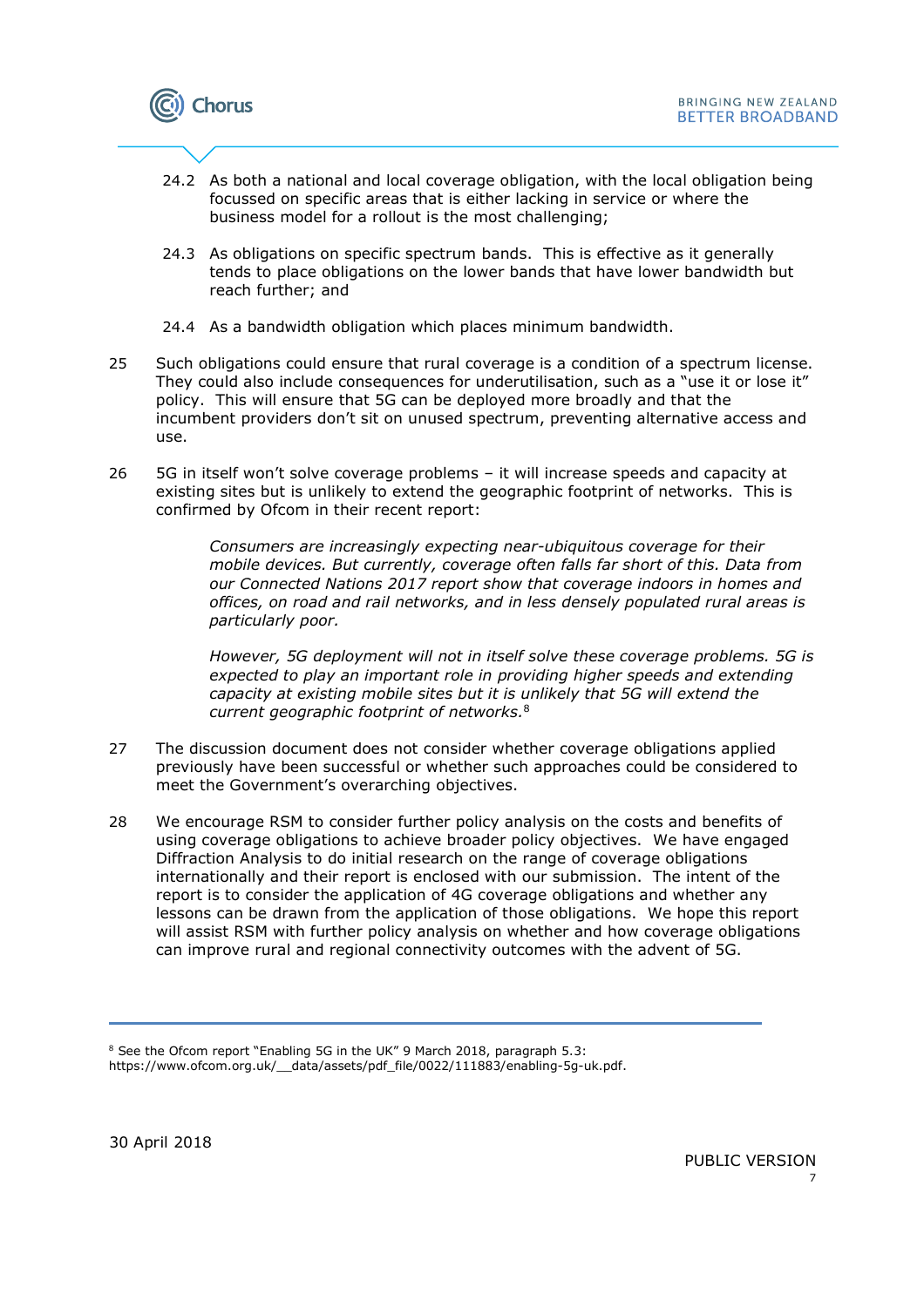24.2 As both a national and local coverage obligation, with the local obligation being focussed on specific areas that is either lacking in service or where the business model for a rollout is the most challenging;

24.3 As obligations on specific spectrum bands. This is effective as it generally tends to place obligations on the lower bands that have lower bandwidth but reach further; and

24.4 As a bandwidth obligation which places minimum bandwidth.

25 Such obligations could ensure that rural coverage is a condition of a spectrum license. They could also include consequences for underutilisation, such as a "use it or lose it" policy. This will ensure that 5G can be deployed more broadly and that the incumbent providers don't sit on unused spectrum, preventing alternative access and use.

26 5G in itself won't solve coverage problems – it will increase speeds and capacity at existing sites but is unlikely to extend the geographic footprint of networks. This is confirmed by Ofcom in their recent report:

> *Consumers are increasingly expecting near-ubiquitous coverage for their mobile devices. But currently, coverage often falls far short of this. Data from our Connected Nations 2017 report show that coverage indoors in homes and offices, on road and rail networks, and in less densely populated rural areas is particularly poor.*
>
> *However, 5G deployment will not in itself solve these coverage problems. 5G is expected to play an important role in providing higher speeds and extending capacity at existing mobile sites but it is unlikely that 5G will extend the current geographic footprint of networks.*[8]

27 The discussion document does not consider whether coverage obligations applied previously have been successful or whether such approaches could be considered to meet the Government's overarching objectives.

28 We encourage RSM to consider further policy analysis on the costs and benefits of using coverage obligations to achieve broader policy objectives. We have engaged Diffraction Analysis to do initial research on the range of coverage obligations internationally and their report is enclosed with our submission. The intent of the report is to consider the application of 4G coverage obligations and whether any lessons can be drawn from the application of those obligations. We hope this report will assist RSM with further policy analysis on whether and how coverage obligations can improve rural and regional connectivity outcomes with the advent of 5G.

---

[8] See the Ofcom report "Enabling 5G in the UK" 9 March 2018, paragraph 5.3: https://www.ofcom.org.uk/__data/assets/pdf_file/0022/111883/enabling-5g-uk.pdf.

30 April 2018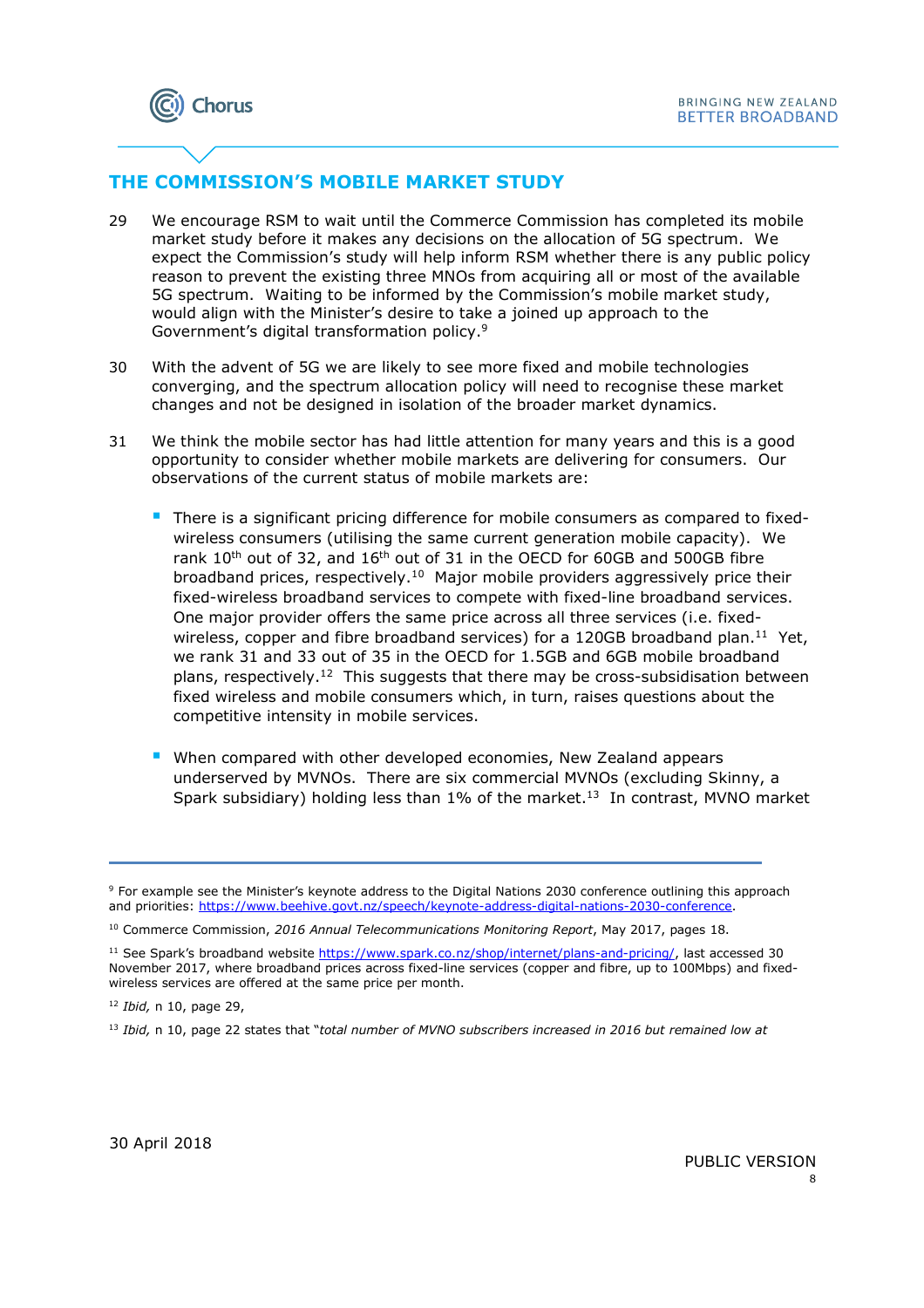## THE COMMISSION'S MOBILE MARKET STUDY

29 We encourage RSM to wait until the Commerce Commission has completed its mobile market study before it makes any decisions on the allocation of 5G spectrum. We expect the Commission's study will help inform RSM whether there is any public policy reason to prevent the existing three MNOs from acquiring all or most of the available 5G spectrum. Waiting to be informed by the Commission's mobile market study, would align with the Minister's desire to take a joined up approach to the Government's digital transformation policy.[9]

30 With the advent of 5G we are likely to see more fixed and mobile technologies converging, and the spectrum allocation policy will need to recognise these market changes and not be designed in isolation of the broader market dynamics.

31 We think the mobile sector has had little attention for many years and this is a good opportunity to consider whether mobile markets are delivering for consumers. Our observations of the current status of mobile markets are:

- There is a significant pricing difference for mobile consumers as compared to fixed-wireless consumers (utilising the same current generation mobile capacity). We rank 10th out of 32, and 16th out of 31 in the OECD for 60GB and 500GB fibre broadband prices, respectively.[10] Major mobile providers aggressively price their fixed-wireless broadband services to compete with fixed-line broadband services. One major provider offers the same price across all three services (i.e. fixed-wireless, copper and fibre broadband services) for a 120GB broadband plan.[11] Yet, we rank 31 and 33 out of 35 in the OECD for 1.5GB and 6GB mobile broadband plans, respectively.[12] This suggests that there may be cross-subsidisation between fixed wireless and mobile consumers which, in turn, raises questions about the competitive intensity in mobile services.

- When compared with other developed economies, New Zealand appears underserved by MVNOs. There are six commercial MVNOs (excluding Skinny, a Spark subsidiary) holding less than 1% of the market.[13] In contrast, MVNO market

---

[9] For example see the Minister's keynote address to the Digital Nations 2030 conference outlining this approach and priorities: https://www.beehive.govt.nz/speech/keynote-address-digital-nations-2030-conference.

[10] Commerce Commission, *2016 Annual Telecommunications Monitoring Report*, May 2017, pages 18.

[11] See Spark's broadband website https://www.spark.co.nz/shop/internet/plans-and-pricing/, last accessed 30 November 2017, where broadband prices across fixed-line services (copper and fibre, up to 100Mbps) and fixed-wireless services are offered at the same price per month.

[12] *Ibid,* n 10, page 29,

[13] *Ibid,* n 10, page 22 states that "*total number of MVNO subscribers increased in 2016 but remained low at*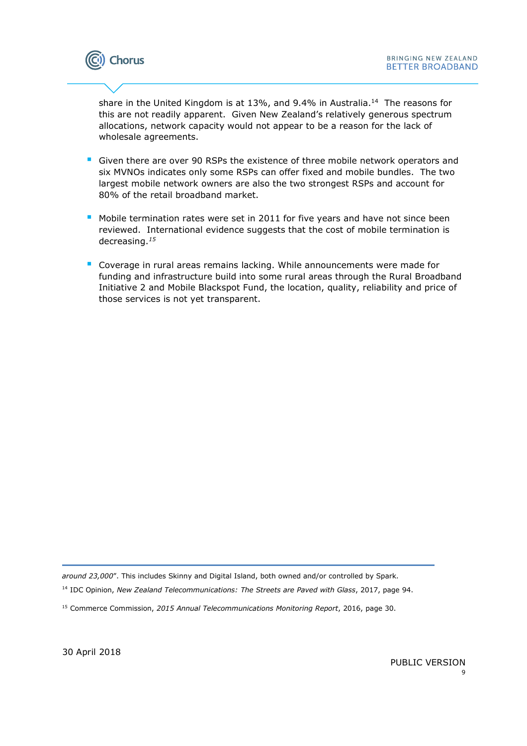share in the United Kingdom is at 13%, and 9.4% in Australia.[14] The reasons for this are not readily apparent. Given New Zealand's relatively generous spectrum allocations, network capacity would not appear to be a reason for the lack of wholesale agreements.

- Given there are over 90 RSPs the existence of three mobile network operators and six MVNOs indicates only some RSPs can offer fixed and mobile bundles. The two largest mobile network owners are also the two strongest RSPs and account for 80% of the retail broadband market.

- Mobile termination rates were set in 2011 for five years and have not since been reviewed. International evidence suggests that the cost of mobile termination is decreasing.[15]

- Coverage in rural areas remains lacking. While announcements were made for funding and infrastructure build into some rural areas through the Rural Broadband Initiative 2 and Mobile Blackspot Fund, the location, quality, reliability and price of those services is not yet transparent.

---

*around 23,000*". This includes Skinny and Digital Island, both owned and/or controlled by Spark.

[14] IDC Opinion, *New Zealand Telecommunications: The Streets are Paved with Glass*, 2017, page 94.

[15] Commerce Commission, *2015 Annual Telecommunications Monitoring Report*, 2016, page 30.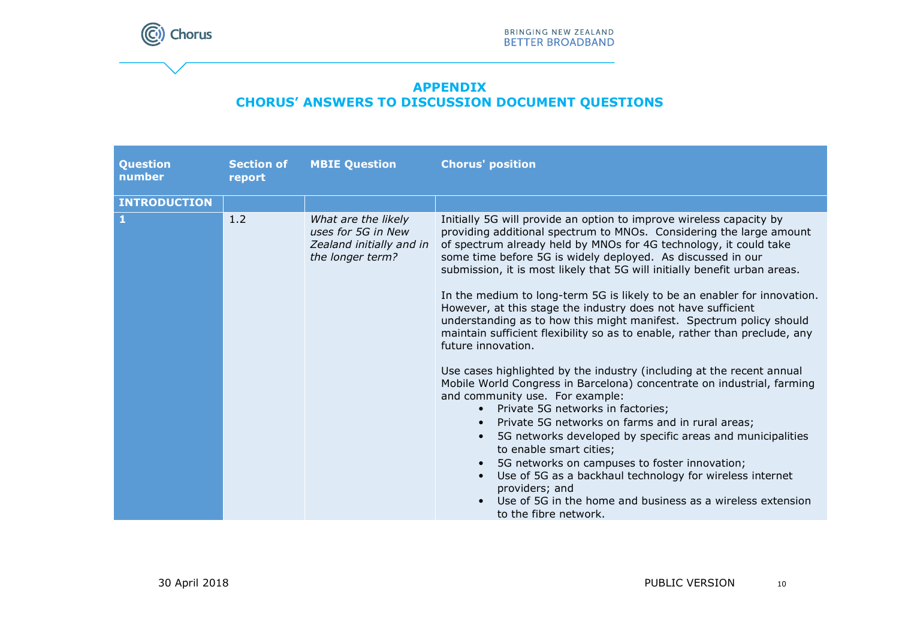## APPENDIX
## CHORUS' ANSWERS TO DISCUSSION DOCUMENT QUESTIONS

| Question number | Section of report | MBIE Question | Chorus' position |
|---|---|---|---|
| **INTRODUCTION** | | | |
| **1** | 1.2 | *What are the likely uses for 5G in New Zealand initially and in the longer term?* | Initially 5G will provide an option to improve wireless capacity by providing additional spectrum to MNOs. Considering the large amount of spectrum already held by MNOs for 4G technology, it could take some time before 5G is widely deployed. As discussed in our submission, it is most likely that 5G will initially benefit urban areas.<br><br>In the medium to long-term 5G is likely to be an enabler for innovation. However, at this stage the industry does not have sufficient understanding as to how this might manifest. Spectrum policy should maintain sufficient flexibility so as to enable, rather than preclude, any future innovation.<br><br>Use cases highlighted by the industry (including at the recent annual Mobile World Congress in Barcelona) concentrate on industrial, farming and community use. For example:<br>• Private 5G networks in factories;<br>• Private 5G networks on farms and in rural areas;<br>• 5G networks developed by specific areas and municipalities to enable smart cities;<br>• 5G networks on campuses to foster innovation;<br>• Use of 5G as a backhaul technology for wireless internet providers; and<br>• Use of 5G in the home and business as a wireless extension to the fibre network. |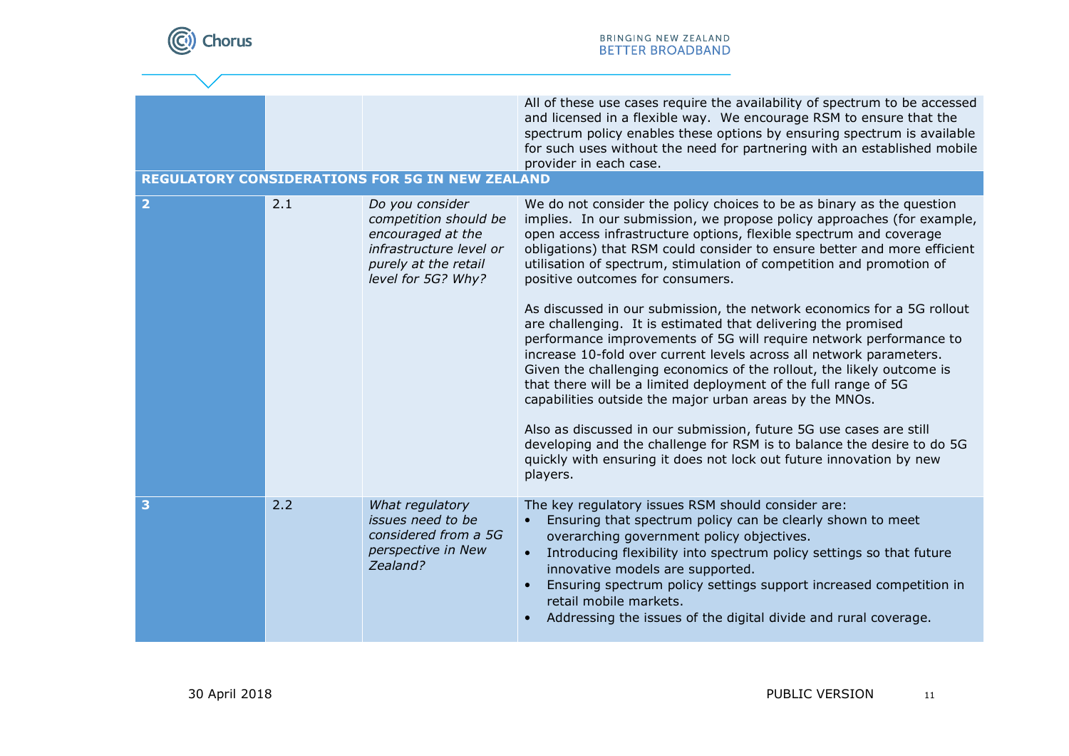| | | | |
|---|---|---|---|
| | | | All of these use cases require the availability of spectrum to be accessed and licensed in a flexible way. We encourage RSM to ensure that the spectrum policy enables these options by ensuring spectrum is available for such uses without the need for partnering with an established mobile provider in each case. |
| **REGULATORY CONSIDERATIONS FOR 5G IN NEW ZEALAND** | | | |
| **2** | 2.1 | *Do you consider competition should be encouraged at the infrastructure level or purely at the retail level for 5G? Why?* | We do not consider the policy choices to be as binary as the question implies. In our submission, we propose policy approaches (for example, open access infrastructure options, flexible spectrum and coverage obligations) that RSM could consider to ensure better and more efficient utilisation of spectrum, stimulation of competition and promotion of positive outcomes for consumers.<br><br>As discussed in our submission, the network economics for a 5G rollout are challenging. It is estimated that delivering the promised performance improvements of 5G will require network performance to increase 10-fold over current levels across all network parameters. Given the challenging economics of the rollout, the likely outcome is that there will be a limited deployment of the full range of 5G capabilities outside the major urban areas by the MNOs.<br><br>Also as discussed in our submission, future 5G use cases are still developing and the challenge for RSM is to balance the desire to do 5G quickly with ensuring it does not lock out future innovation by new players. |
| **3** | 2.2 | *What regulatory issues need to be considered from a 5G perspective in New Zealand?* | The key regulatory issues RSM should consider are:<br>• Ensuring that spectrum policy can be clearly shown to meet overarching government policy objectives.<br>• Introducing flexibility into spectrum policy settings so that future innovative models are supported.<br>• Ensuring spectrum policy settings support increased competition in retail mobile markets.<br>• Addressing the issues of the digital divide and rural coverage. |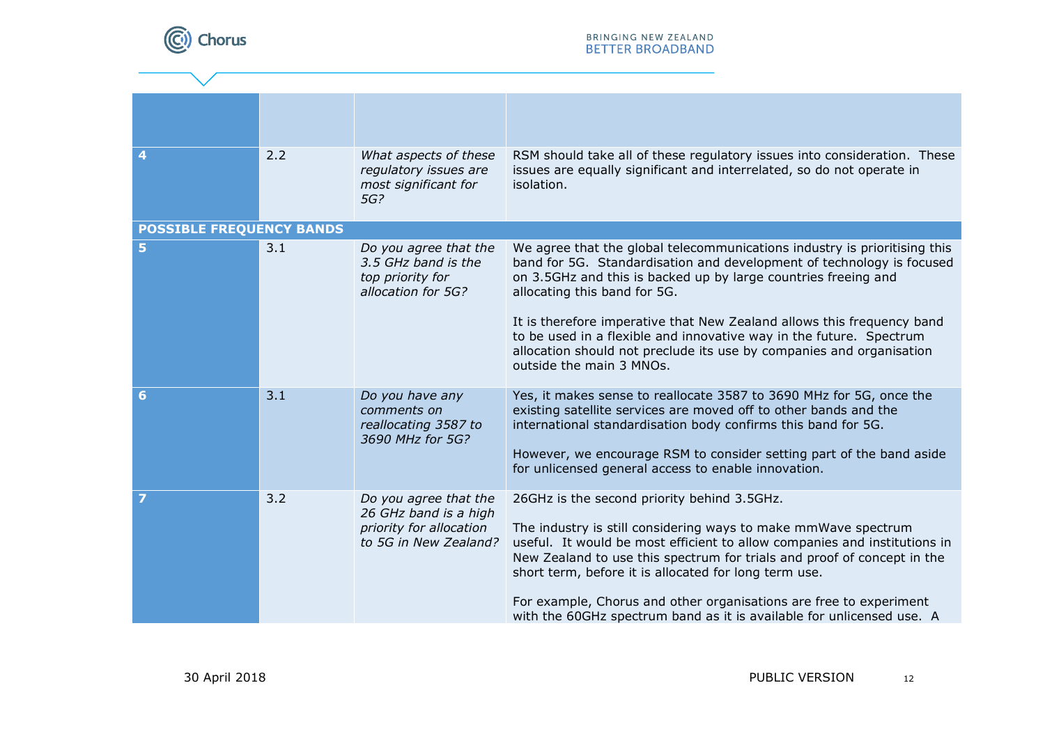| | | | |
|---|---|---|---|
| **4** | 2.2 | *What aspects of these regulatory issues are most significant for 5G?* | RSM should take all of these regulatory issues into consideration. These issues are equally significant and interrelated, so do not operate in isolation. |
| **POSSIBLE FREQUENCY BANDS** | | | |
| **5** | 3.1 | *Do you agree that the 3.5 GHz band is the top priority for allocation for 5G?* | We agree that the global telecommunications industry is prioritising this band for 5G. Standardisation and development of technology is focused on 3.5GHz and this is backed up by large countries freeing and allocating this band for 5G.<br><br>It is therefore imperative that New Zealand allows this frequency band to be used in a flexible and innovative way in the future. Spectrum allocation should not preclude its use by companies and organisation outside the main 3 MNOs. |
| **6** | 3.1 | *Do you have any comments on reallocating 3587 to 3690 MHz for 5G?* | Yes, it makes sense to reallocate 3587 to 3690 MHz for 5G, once the existing satellite services are moved off to other bands and the international standardisation body confirms this band for 5G.<br><br>However, we encourage RSM to consider setting part of the band aside for unlicensed general access to enable innovation. |
| **7** | 3.2 | *Do you agree that the 26 GHz band is a high priority for allocation to 5G in New Zealand?* | 26GHz is the second priority behind 3.5GHz.<br><br>The industry is still considering ways to make mmWave spectrum useful. It would be most efficient to allow companies and institutions in New Zealand to use this spectrum for trials and proof of concept in the short term, before it is allocated for long term use.<br><br>For example, Chorus and other organisations are free to experiment with the 60GHz spectrum band as it is available for unlicensed use. A |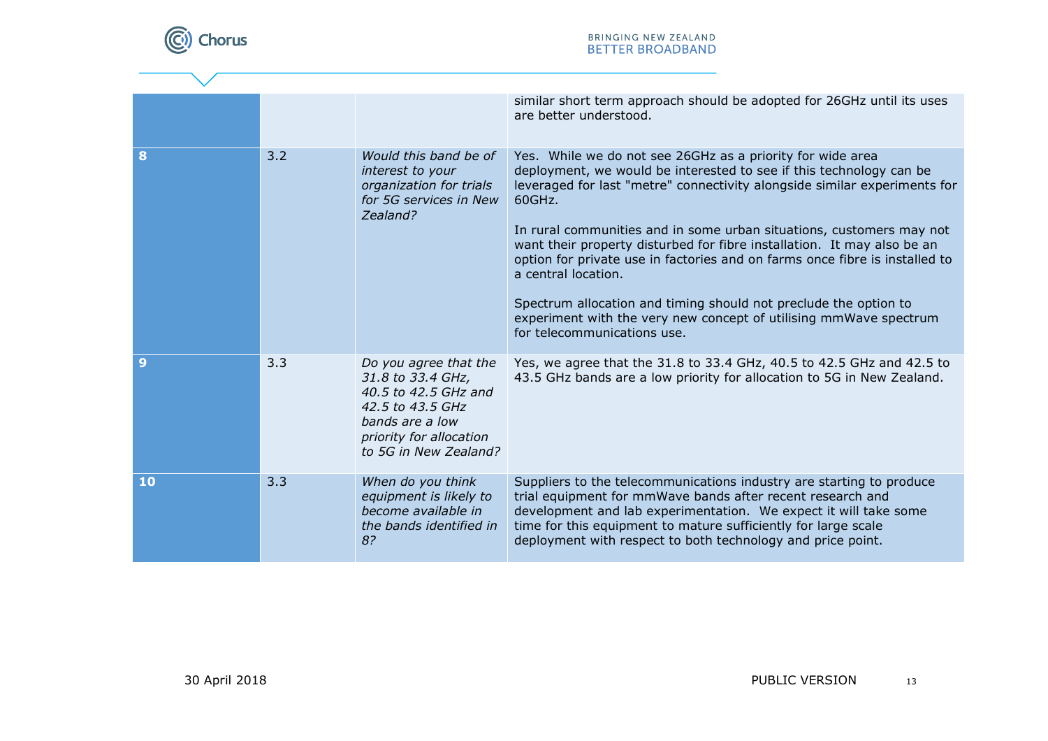| | | | |
|---|---|---|---|
| | | | similar short term approach should be adopted for 26GHz until its uses are better understood. |
| **8** | 3.2 | *Would this band be of interest to your organization for trials for 5G services in New Zealand?* | Yes. While we do not see 26GHz as a priority for wide area deployment, we would be interested to see if this technology can be leveraged for last "metre" connectivity alongside similar experiments for 60GHz.<br><br>In rural communities and in some urban situations, customers may not want their property disturbed for fibre installation. It may also be an option for private use in factories and on farms once fibre is installed to a central location.<br><br>Spectrum allocation and timing should not preclude the option to experiment with the very new concept of utilising mmWave spectrum for telecommunications use. |
| **9** | 3.3 | *Do you agree that the 31.8 to 33.4 GHz, 40.5 to 42.5 GHz and 42.5 to 43.5 GHz bands are a low priority for allocation to 5G in New Zealand?* | Yes, we agree that the 31.8 to 33.4 GHz, 40.5 to 42.5 GHz and 42.5 to 43.5 GHz bands are a low priority for allocation to 5G in New Zealand. |
| **10** | 3.3 | *When do you think equipment is likely to become available in the bands identified in 8?* | Suppliers to the telecommunications industry are starting to produce trial equipment for mmWave bands after recent research and development and lab experimentation. We expect it will take some time for this equipment to mature sufficiently for large scale deployment with respect to both technology and price point. |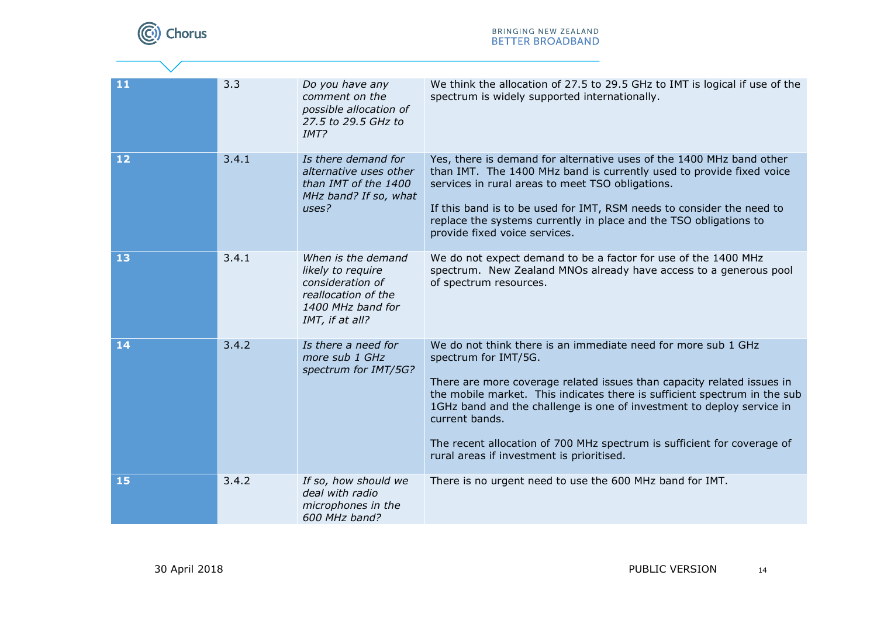| | | | |
|---|---|---|---|
| **11** | 3.3 | *Do you have any comment on the possible allocation of 27.5 to 29.5 GHz to IMT?* | We think the allocation of 27.5 to 29.5 GHz to IMT is logical if use of the spectrum is widely supported internationally. |
| **12** | 3.4.1 | *Is there demand for alternative uses other than IMT of the 1400 MHz band? If so, what uses?* | Yes, there is demand for alternative uses of the 1400 MHz band other than IMT. The 1400 MHz band is currently used to provide fixed voice services in rural areas to meet TSO obligations.<br><br>If this band is to be used for IMT, RSM needs to consider the need to replace the systems currently in place and the TSO obligations to provide fixed voice services. |
| **13** | 3.4.1 | *When is the demand likely to require consideration of reallocation of the 1400 MHz band for IMT, if at all?* | We do not expect demand to be a factor for use of the 1400 MHz spectrum. New Zealand MNOs already have access to a generous pool of spectrum resources. |
| **14** | 3.4.2 | *Is there a need for more sub 1 GHz spectrum for IMT/5G?* | We do not think there is an immediate need for more sub 1 GHz spectrum for IMT/5G.<br><br>There are more coverage related issues than capacity related issues in the mobile market. This indicates there is sufficient spectrum in the sub 1GHz band and the challenge is one of investment to deploy service in current bands.<br><br>The recent allocation of 700 MHz spectrum is sufficient for coverage of rural areas if investment is prioritised. |
| **15** | 3.4.2 | *If so, how should we deal with radio microphones in the 600 MHz band?* | There is no urgent need to use the 600 MHz band for IMT. |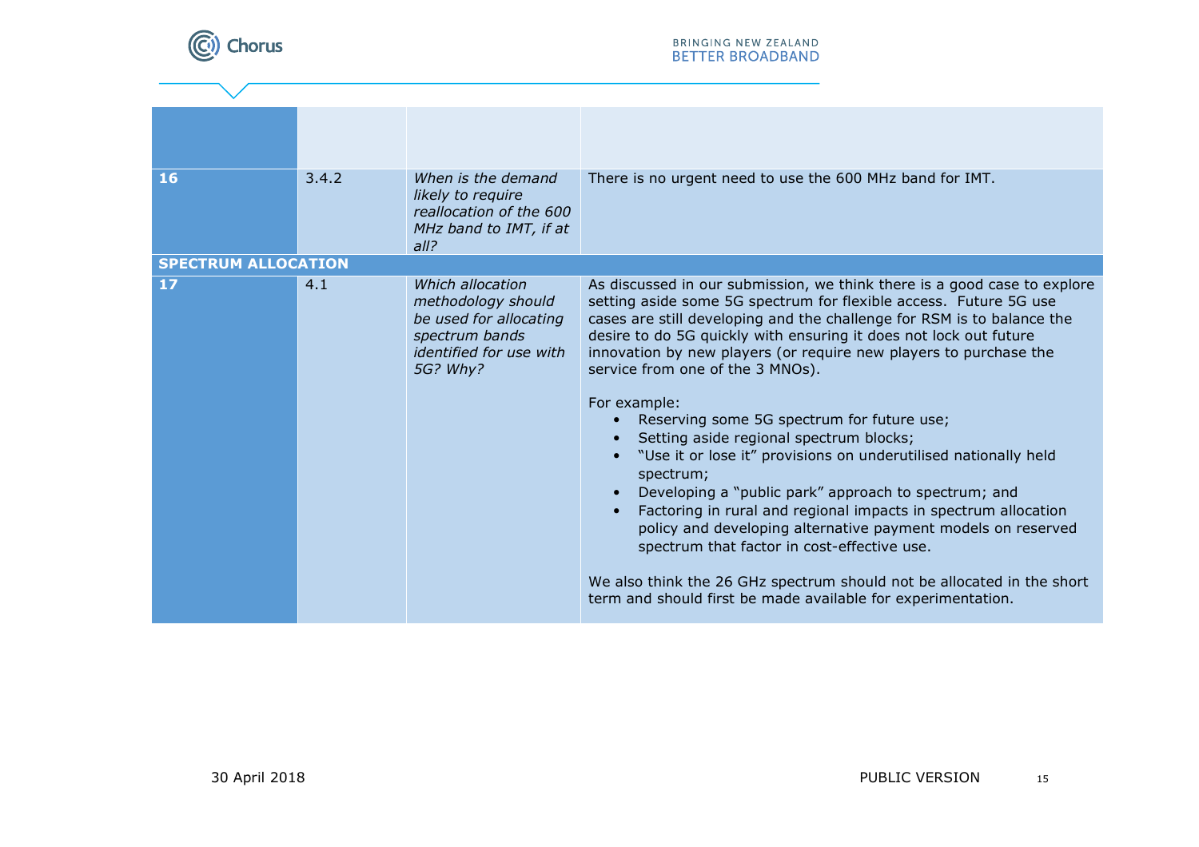| | | | |
|---|---|---|---|
| **16** | 3.4.2 | *When is the demand likely to require reallocation of the 600 MHz band to IMT, if at all?* | There is no urgent need to use the 600 MHz band for IMT. |
| **SPECTRUM ALLOCATION** | | | |
| **17** | 4.1 | *Which allocation methodology should be used for allocating spectrum bands identified for use with 5G? Why?* | As discussed in our submission, we think there is a good case to explore setting aside some 5G spectrum for flexible access. Future 5G use cases are still developing and the challenge for RSM is to balance the desire to do 5G quickly with ensuring it does not lock out future innovation by new players (or require new players to purchase the service from one of the 3 MNOs).<br><br>For example:<br>• Reserving some 5G spectrum for future use;<br>• Setting aside regional spectrum blocks;<br>• "Use it or lose it" provisions on underutilised nationally held spectrum;<br>• Developing a "public park" approach to spectrum; and<br>• Factoring in rural and regional impacts in spectrum allocation policy and developing alternative payment models on reserved spectrum that factor in cost-effective use.<br><br>We also think the 26 GHz spectrum should not be allocated in the short term and should first be made available for experimentation. |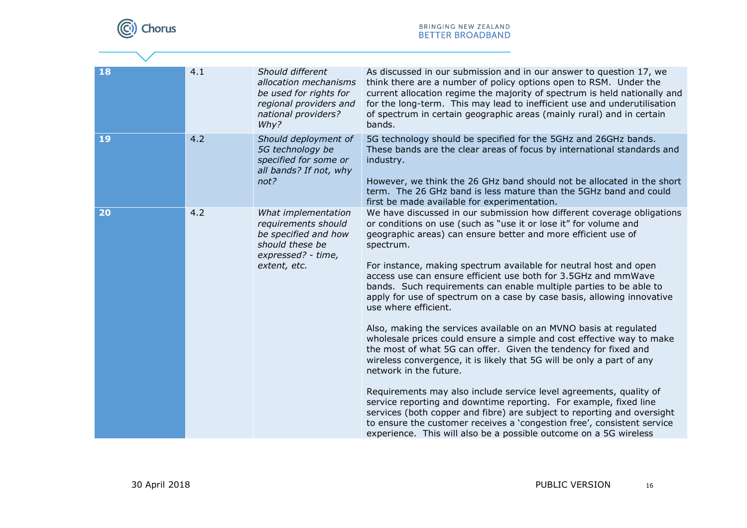| 18 | 4.1 | *Should different allocation mechanisms be used for rights for regional providers and national providers? Why?* | As discussed in our submission and in our answer to question 17, we think there are a number of policy options open to RSM. Under the current allocation regime the majority of spectrum is held nationally and for the long-term. This may lead to inefficient use and underutilisation of spectrum in certain geographic areas (mainly rural) and in certain bands. |
|---|---|---|---|
| 19 | 4.2 | *Should deployment of 5G technology be specified for some or all bands? If not, why not?* | 5G technology should be specified for the 5GHz and 26GHz bands. These bands are the clear areas of focus by international standards and industry.<br><br>However, we think the 26 GHz band should not be allocated in the short term. The 26 GHz band is less mature than the 5GHz band and could first be made available for experimentation. |
| 20 | 4.2 | *What implementation requirements should be specified and how should these be expressed? - time, extent, etc.* | We have discussed in our submission how different coverage obligations or conditions on use (such as "use it or lose it" for volume and geographic areas) can ensure better and more efficient use of spectrum.<br><br>For instance, making spectrum available for neutral host and open access use can ensure efficient use both for 3.5GHz and mmWave bands. Such requirements can enable multiple parties to be able to apply for use of spectrum on a case by case basis, allowing innovative use where efficient.<br><br>Also, making the services available on an MVNO basis at regulated wholesale prices could ensure a simple and cost effective way to make the most of what 5G can offer. Given the tendency for fixed and wireless convergence, it is likely that 5G will be only a part of any network in the future.<br><br>Requirements may also include service level agreements, quality of service reporting and downtime reporting. For example, fixed line services (both copper and fibre) are subject to reporting and oversight to ensure the customer receives a 'congestion free', consistent service experience. This will also be a possible outcome on a 5G wireless |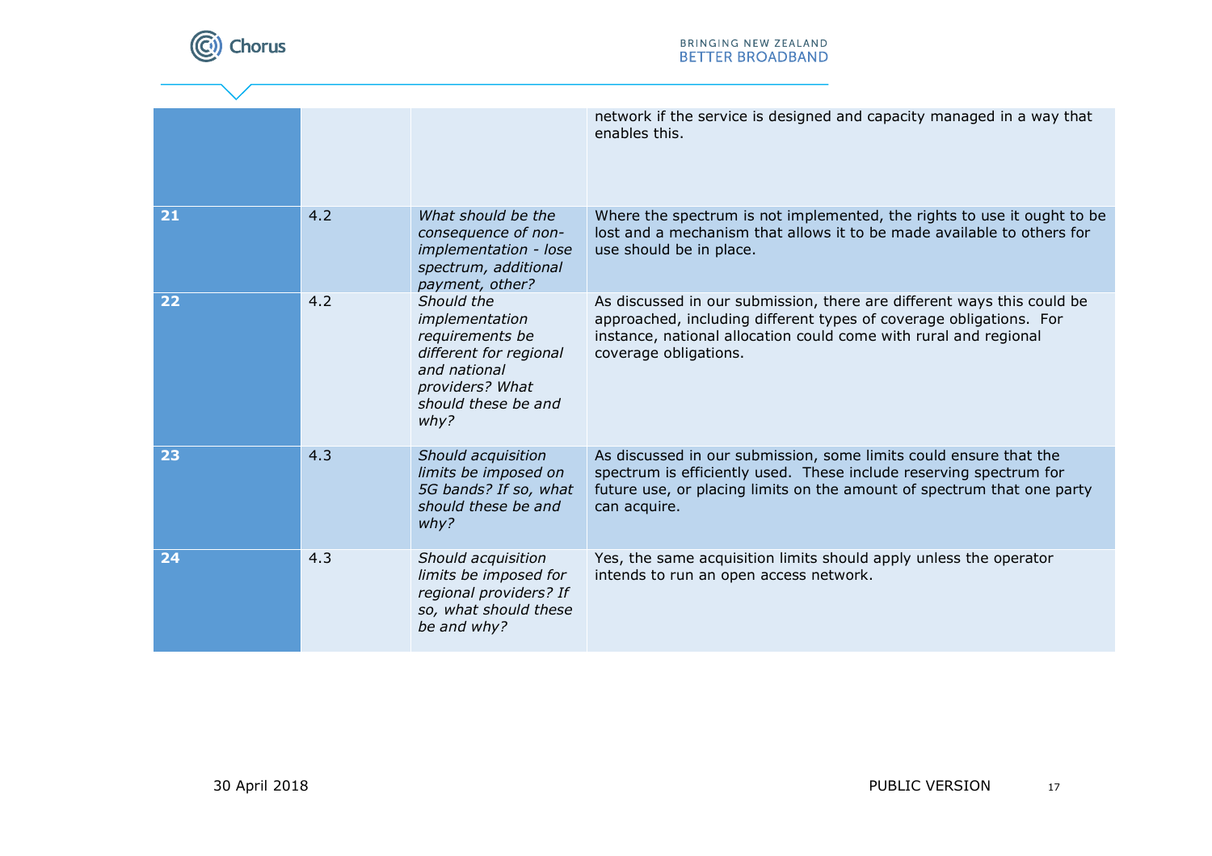| | | | |
|---|---|---|---|
| | | | network if the service is designed and capacity managed in a way that enables this. |
| **21** | 4.2 | *What should be the consequence of non-implementation - lose spectrum, additional payment, other?* | Where the spectrum is not implemented, the rights to use it ought to be lost and a mechanism that allows it to be made available to others for use should be in place. |
| **22** | 4.2 | *Should the implementation requirements be different for regional and national providers? What should these be and why?* | As discussed in our submission, there are different ways this could be approached, including different types of coverage obligations. For instance, national allocation could come with rural and regional coverage obligations. |
| **23** | 4.3 | *Should acquisition limits be imposed on 5G bands? If so, what should these be and why?* | As discussed in our submission, some limits could ensure that the spectrum is efficiently used. These include reserving spectrum for future use, or placing limits on the amount of spectrum that one party can acquire. |
| **24** | 4.3 | *Should acquisition limits be imposed for regional providers? If so, what should these be and why?* | Yes, the same acquisition limits should apply unless the operator intends to run an open access network. |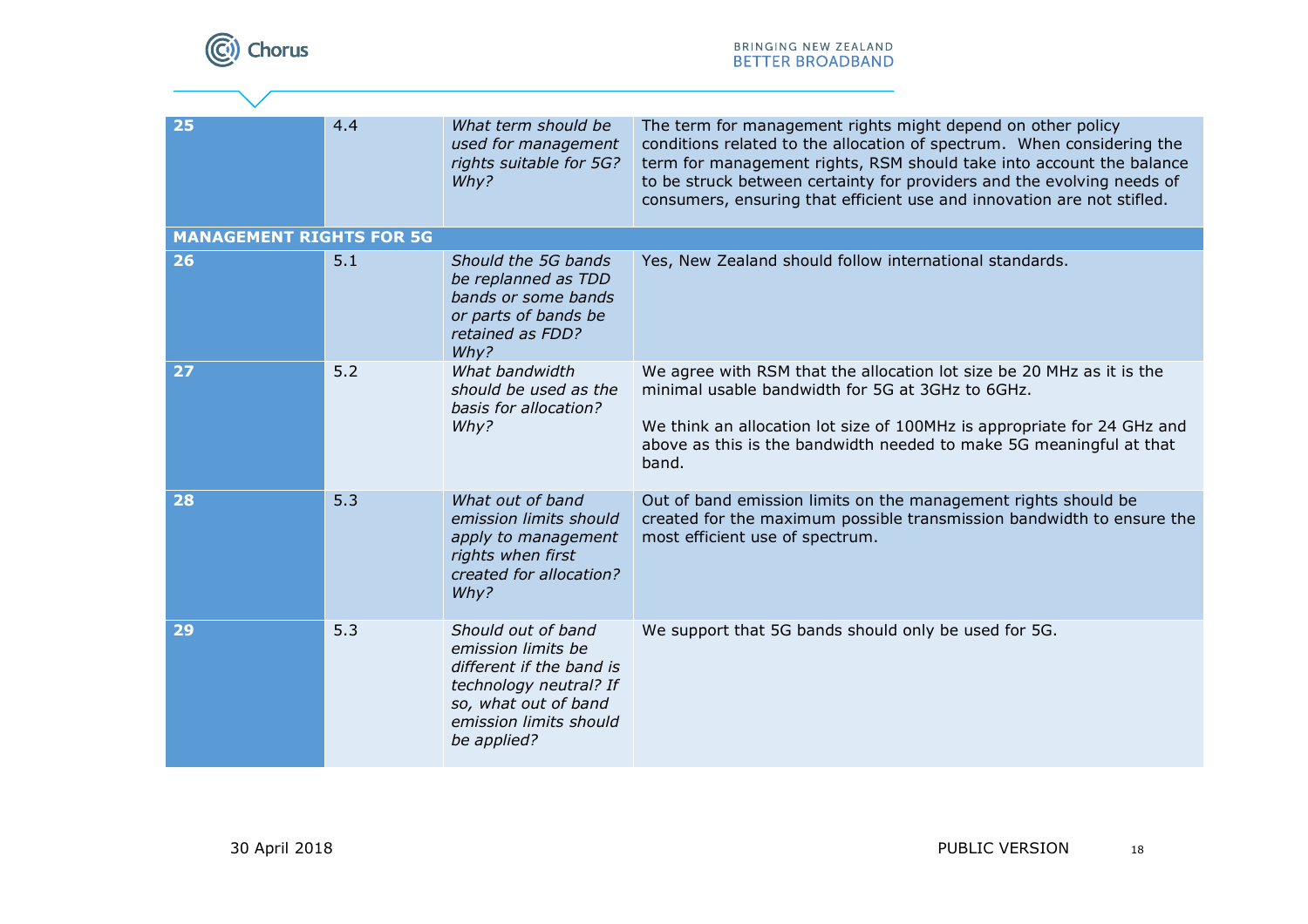| | | | |
|---|---|---|---|
| **25** | 4.4 | *What term should be used for management rights suitable for 5G? Why?* | The term for management rights might depend on other policy conditions related to the allocation of spectrum. When considering the term for management rights, RSM should take into account the balance to be struck between certainty for providers and the evolving needs of consumers, ensuring that efficient use and innovation are not stifled. |
| **MANAGEMENT RIGHTS FOR 5G** | | | |
| **26** | 5.1 | *Should the 5G bands be replanned as TDD bands or some bands or parts of bands be retained as FDD? Why?* | Yes, New Zealand should follow international standards. |
| **27** | 5.2 | *What bandwidth should be used as the basis for allocation? Why?* | We agree with RSM that the allocation lot size be 20 MHz as it is the minimal usable bandwidth for 5G at 3GHz to 6GHz.<br><br>We think an allocation lot size of 100MHz is appropriate for 24 GHz and above as this is the bandwidth needed to make 5G meaningful at that band. |
| **28** | 5.3 | *What out of band emission limits should apply to management rights when first created for allocation? Why?* | Out of band emission limits on the management rights should be created for the maximum possible transmission bandwidth to ensure the most efficient use of spectrum. |
| **29** | 5.3 | *Should out of band emission limits be different if the band is technology neutral? If so, what out of band emission limits should be applied?* | We support that 5G bands should only be used for 5G. |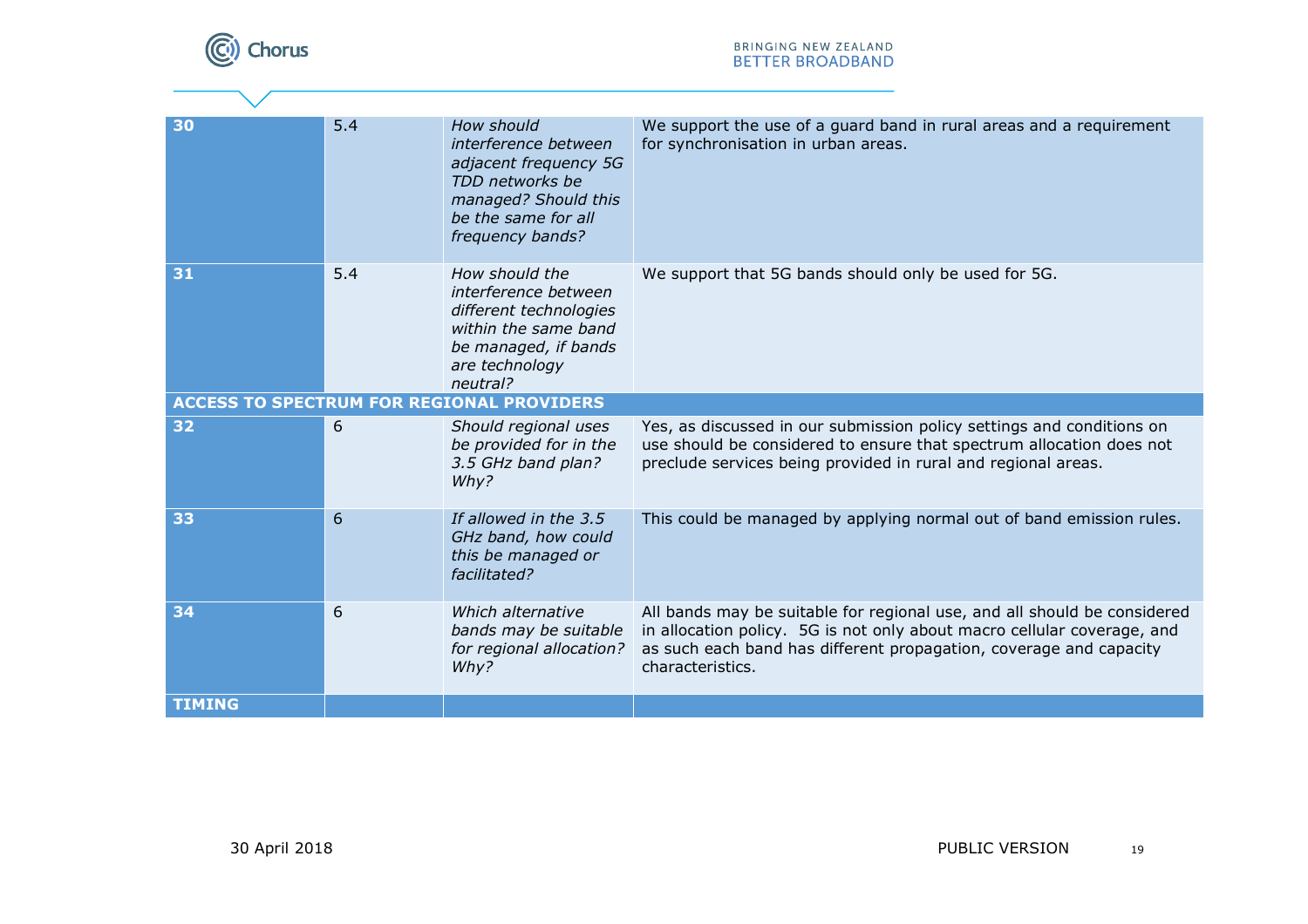| | | | |
|---|---|---|---|
| **30** | 5.4 | *How should interference between adjacent frequency 5G TDD networks be managed? Should this be the same for all frequency bands?* | We support the use of a guard band in rural areas and a requirement for synchronisation in urban areas. |
| **31** | 5.4 | *How should the interference between different technologies within the same band be managed, if bands are technology neutral?* | We support that 5G bands should only be used for 5G. |
| **ACCESS TO SPECTRUM FOR REGIONAL PROVIDERS** | | | |
| **32** | 6 | *Should regional uses be provided for in the 3.5 GHz band plan? Why?* | Yes, as discussed in our submission policy settings and conditions on use should be considered to ensure that spectrum allocation does not preclude services being provided in rural and regional areas. |
| **33** | 6 | *If allowed in the 3.5 GHz band, how could this be managed or facilitated?* | This could be managed by applying normal out of band emission rules. |
| **34** | 6 | *Which alternative bands may be suitable for regional allocation? Why?* | All bands may be suitable for regional use, and all should be considered in allocation policy. 5G is not only about macro cellular coverage, and as such each band has different propagation, coverage and capacity characteristics. |
| **TIMING** | | | |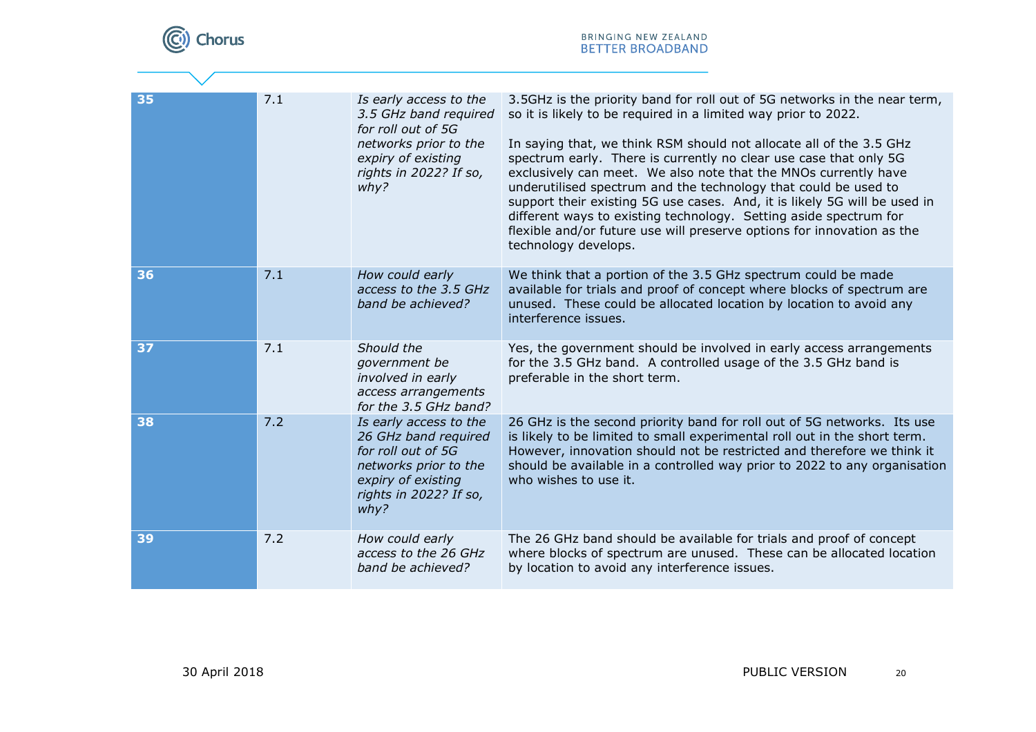| | | | |
|---|---|---|---|
| **35** | 7.1 | *Is early access to the 3.5 GHz band required for roll out of 5G networks prior to the expiry of existing rights in 2022? If so, why?* | 3.5GHz is the priority band for roll out of 5G networks in the near term, so it is likely to be required in a limited way prior to 2022.<br><br>In saying that, we think RSM should not allocate all of the 3.5 GHz spectrum early. There is currently no clear use case that only 5G exclusively can meet. We also note that the MNOs currently have underutilised spectrum and the technology that could be used to support their existing 5G use cases. And, it is likely 5G will be used in different ways to existing technology. Setting aside spectrum for flexible and/or future use will preserve options for innovation as the technology develops. |
| **36** | 7.1 | *How could early access to the 3.5 GHz band be achieved?* | We think that a portion of the 3.5 GHz spectrum could be made available for trials and proof of concept where blocks of spectrum are unused. These could be allocated location by location to avoid any interference issues. |
| **37** | 7.1 | *Should the government be involved in early access arrangements for the 3.5 GHz band?* | Yes, the government should be involved in early access arrangements for the 3.5 GHz band. A controlled usage of the 3.5 GHz band is preferable in the short term. |
| **38** | 7.2 | *Is early access to the 26 GHz band required for roll out of 5G networks prior to the expiry of existing rights in 2022? If so, why?* | 26 GHz is the second priority band for roll out of 5G networks. Its use is likely to be limited to small experimental roll out in the short term. However, innovation should not be restricted and therefore we think it should be available in a controlled way prior to 2022 to any organisation who wishes to use it. |
| **39** | 7.2 | *How could early access to the 26 GHz band be achieved?* | The 26 GHz band should be available for trials and proof of concept where blocks of spectrum are unused. These can be allocated location by location to avoid any interference issues. |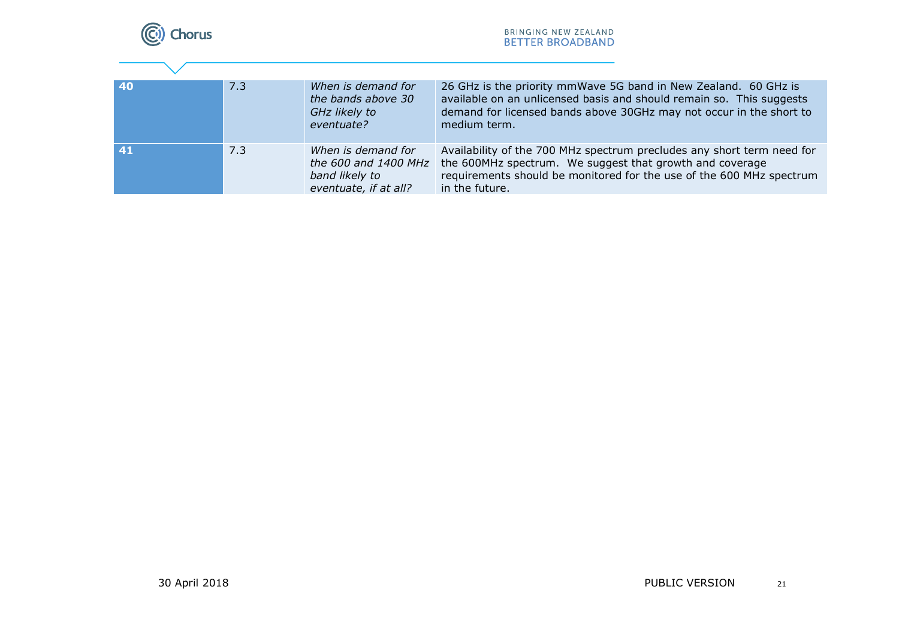| | | | |
|---|---|---|---|
| **40** | 7.3 | *When is demand for the bands above 30 GHz likely to eventuate?* | 26 GHz is the priority mmWave 5G band in New Zealand. 60 GHz is available on an unlicensed basis and should remain so. This suggests demand for licensed bands above 30GHz may not occur in the short to medium term. |
| **41** | 7.3 | *When is demand for the 600 and 1400 MHz band likely to eventuate, if at all?* | Availability of the 700 MHz spectrum precludes any short term need for the 600MHz spectrum. We suggest that growth and coverage requirements should be monitored for the use of the 600 MHz spectrum in the future. |